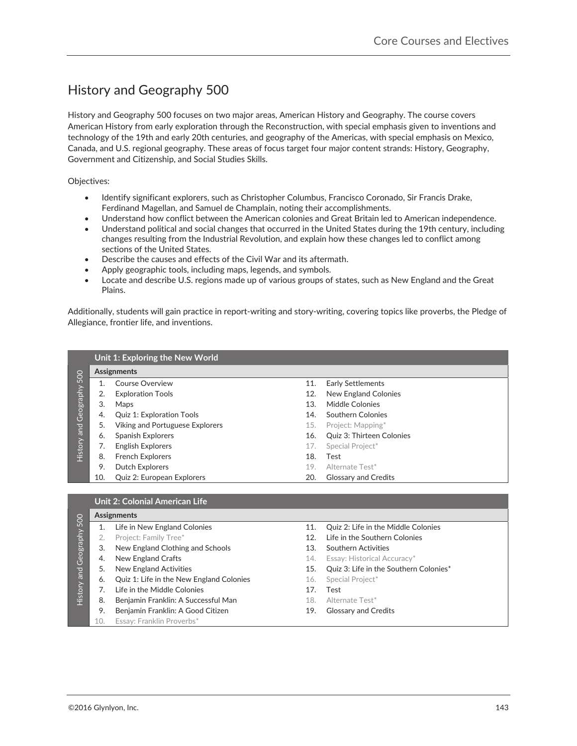# History and Geography 500

History and Geography 500 focuses on two major areas, American History and Geography. The course covers American History from early exploration through the Reconstruction, with special emphasis given to inventions and technology of the 19th and early 20th centuries, and geography of the Americas, with special emphasis on Mexico, Canada, and U.S. regional geography. These areas of focus target four major content strands: History, Geography, Government and Citizenship, and Social Studies Skills.

Objectives:

- Identify significant explorers, such as Christopher Columbus, Francisco Coronado, Sir Francis Drake, Ferdinand Magellan, and Samuel de Champlain, noting their accomplishments.
- Understand how conflict between the American colonies and Great Britain led to American independence.
- Understand political and social changes that occurred in the United States during the 19th century, including changes resulting from the Industrial Revolution, and explain how these changes led to conflict among sections of the United States.
- Describe the causes and effects of the Civil War and its aftermath.
- Apply geographic tools, including maps, legends, and symbols.
- Locate and describe U.S. regions made up of various groups of states, such as New England and the Great Plains.

Additionally, students will gain practice in report-writing and story-writing, covering topics like proverbs, the Pledge of Allegiance, frontier life, and inventions.

| Unit 1: Exploring the New World | | | |
|---|---|---|---|
| **Assignments** | | | |
| 1. | Course Overview | 11. | Early Settlements |
| 2. | Exploration Tools | 12. | New England Colonies |
| 3. | Maps | 13. | Middle Colonies |
| 4. | Quiz 1: Exploration Tools | 14. | Southern Colonies |
| 5. | Viking and Portuguese Explorers | 15. | Project: Mapping* |
| 6. | Spanish Explorers | 16. | Quiz 3: Thirteen Colonies |
| 7. | English Explorers | 17. | Special Project* |
| 8. | French Explorers | 18. | Test |
| 9. | Dutch Explorers | 19. | Alternate Test* |
| 10. | Quiz 2: European Explorers | 20. | Glossary and Credits |

| Unit 2: Colonial American Life | | | |
|---|---|---|---|
| **Assignments** | | | |
| 1. | Life in New England Colonies | 11. | Quiz 2: Life in the Middle Colonies |
| 2. | Project: Family Tree* | 12. | Life in the Southern Colonies |
| 3. | New England Clothing and Schools | 13. | Southern Activities |
| 4. | New England Crafts | 14. | Essay: Historical Accuracy* |
| 5. | New England Activities | 15. | Quiz 3: Life in the Southern Colonies* |
| 6. | Quiz 1: Life in the New England Colonies | 16. | Special Project* |
| 7. | Life in the Middle Colonies | 17. | Test |
| 8. | Benjamin Franklin: A Successful Man | 18. | Alternate Test* |
| 9. | Benjamin Franklin: A Good Citizen | 19. | Glossary and Credits |
| 10. | Essay: Franklin Proverbs* | | |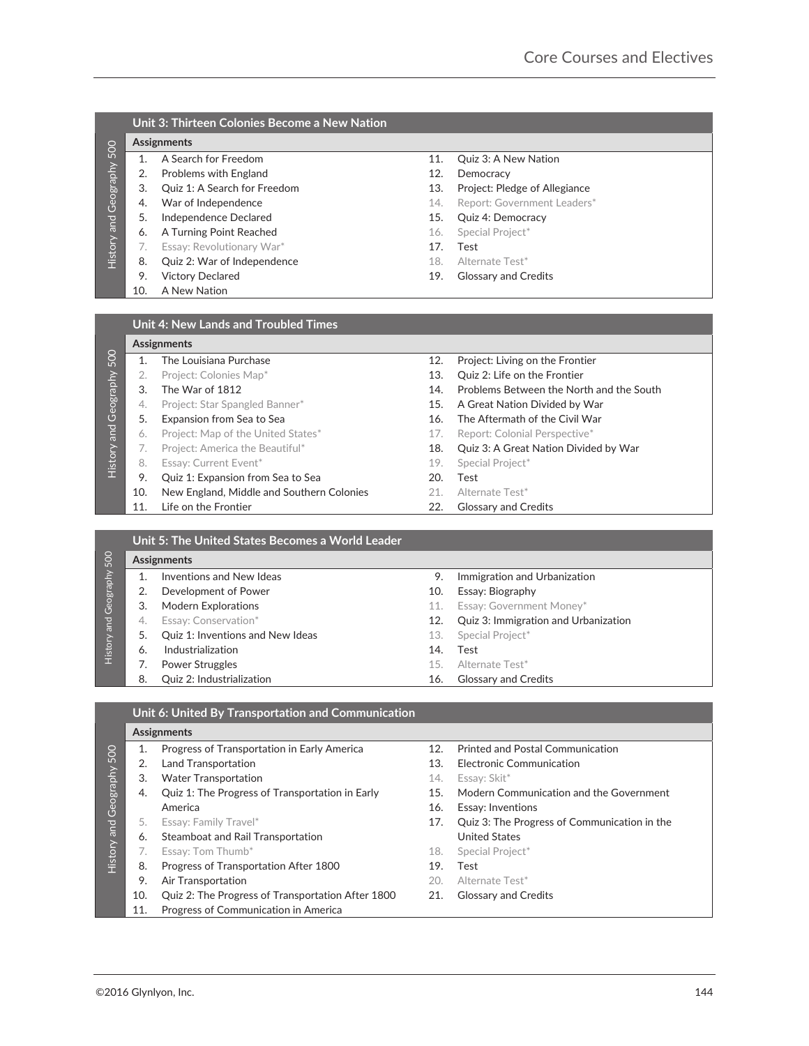### Unit 3: Thirteen Colonies Become a New Nation

**Assignments**

1. A Search for Freedom
2. Problems with England
3. Quiz 1: A Search for Freedom
4. War of Independence
5. Independence Declared
6. A Turning Point Reached
7. Essay: Revolutionary War*
8. Quiz 2: War of Independence
9. Victory Declared
10. A New Nation
11. Quiz 3: A New Nation
12. Democracy
13. Project: Pledge of Allegiance
14. Report: Government Leaders*
15. Quiz 4: Democracy
16. Special Project*
17. Test
18. Alternate Test*
19. Glossary and Credits

### Unit 4: New Lands and Troubled Times

**Assignments**

1. The Louisiana Purchase
2. Project: Colonies Map*
3. The War of 1812
4. Project: Star Spangled Banner*
5. Expansion from Sea to Sea
6. Project: Map of the United States*
7. Project: America the Beautiful*
8. Essay: Current Event*
9. Quiz 1: Expansion from Sea to Sea
10. New England, Middle and Southern Colonies
11. Life on the Frontier
12. Project: Living on the Frontier
13. Quiz 2: Life on the Frontier
14. Problems Between the North and the South
15. A Great Nation Divided by War
16. The Aftermath of the Civil War
17. Report: Colonial Perspective*
18. Quiz 3: A Great Nation Divided by War
19. Special Project*
20. Test
21. Alternate Test*
22. Glossary and Credits

### Unit 5: The United States Becomes a World Leader

**Assignments**

1. Inventions and New Ideas
2. Development of Power
3. Modern Explorations
4. Essay: Conservation*
5. Quiz 1: Inventions and New Ideas
6. Industrialization
7. Power Struggles
8. Quiz 2: Industrialization
9. Immigration and Urbanization
10. Essay: Biography
11. Essay: Government Money*
12. Quiz 3: Immigration and Urbanization
13. Special Project*
14. Test
15. Alternate Test*
16. Glossary and Credits

### Unit 6: United By Transportation and Communication

**Assignments**

1. Progress of Transportation in Early America
2. Land Transportation
3. Water Transportation
4. Quiz 1: The Progress of Transportation in Early America
5. Essay: Family Travel*
6. Steamboat and Rail Transportation
7. Essay: Tom Thumb*
8. Progress of Transportation After 1800
9. Air Transportation
10. Quiz 2: The Progress of Transportation After 1800
11. Progress of Communication in America
12. Printed and Postal Communication
13. Electronic Communication
14. Essay: Skit*
15. Modern Communication and the Government
16. Essay: Inventions
17. Quiz 3: The Progress of Communication in the United States
18. Special Project*
19. Test
20. Alternate Test*
21. Glossary and Credits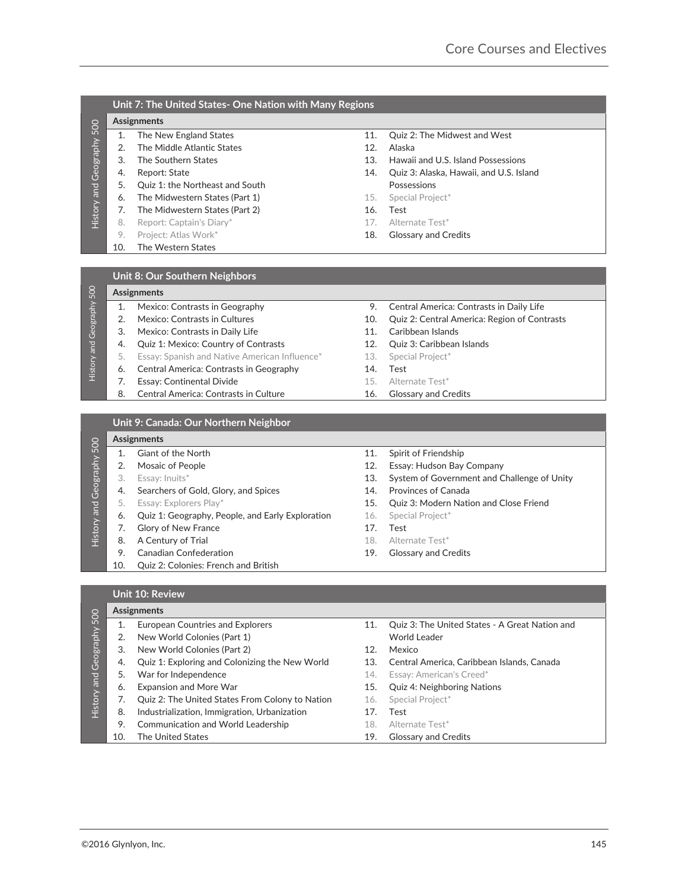## Unit 7: The United States- One Nation with Many Regions

*History and Geography 500*

**Assignments**

1. The New England States
2. The Middle Atlantic States
3. The Southern States
4. Report: State
5. Quiz 1: the Northeast and South
6. The Midwestern States (Part 1)
7. The Midwestern States (Part 2)
8. Report: Captain's Diary*
9. Project: Atlas Work*
10. The Western States
11. Quiz 2: The Midwest and West
12. Alaska
13. Hawaii and U.S. Island Possessions
14. Quiz 3: Alaska, Hawaii, and U.S. Island Possessions
15. Special Project*
16. Test
17. Alternate Test*
18. Glossary and Credits

## Unit 8: Our Southern Neighbors

*History and Geography 500*

**Assignments**

1. Mexico: Contrasts in Geography
2. Mexico: Contrasts in Cultures
3. Mexico: Contrasts in Daily Life
4. Quiz 1: Mexico: Country of Contrasts
5. Essay: Spanish and Native American Influence*
6. Central America: Contrasts in Geography
7. Essay: Continental Divide
8. Central America: Contrasts in Culture
9. Central America: Contrasts in Daily Life
10. Quiz 2: Central America: Region of Contrasts
11. Caribbean Islands
12. Quiz 3: Caribbean Islands
13. Special Project*
14. Test
15. Alternate Test*
16. Glossary and Credits

## Unit 9: Canada: Our Northern Neighbor

*History and Geography 500*

**Assignments**

1. Giant of the North
2. Mosaic of People
3. Essay: Inuits*
4. Searchers of Gold, Glory, and Spices
5. Essay: Explorers Play*
6. Quiz 1: Geography, People, and Early Exploration
7. Glory of New France
8. A Century of Trial
9. Canadian Confederation
10. Quiz 2: Colonies: French and British
11. Spirit of Friendship
12. Essay: Hudson Bay Company
13. System of Government and Challenge of Unity
14. Provinces of Canada
15. Quiz 3: Modern Nation and Close Friend
16. Special Project*
17. Test
18. Alternate Test*
19. Glossary and Credits

## Unit 10: Review

*History and Geography 500*

**Assignments**

1. European Countries and Explorers
2. New World Colonies (Part 1)
3. New World Colonies (Part 2)
4. Quiz 1: Exploring and Colonizing the New World
5. War for Independence
6. Expansion and More War
7. Quiz 2: The United States From Colony to Nation
8. Industrialization, Immigration, Urbanization
9. Communication and World Leadership
10. The United States
11. Quiz 3: The United States - A Great Nation and World Leader
12. Mexico
13. Central America, Caribbean Islands, Canada
14. Essay: American's Creed*
15. Quiz 4: Neighboring Nations
16. Special Project*
17. Test
18. Alternate Test*
19. Glossary and Credits